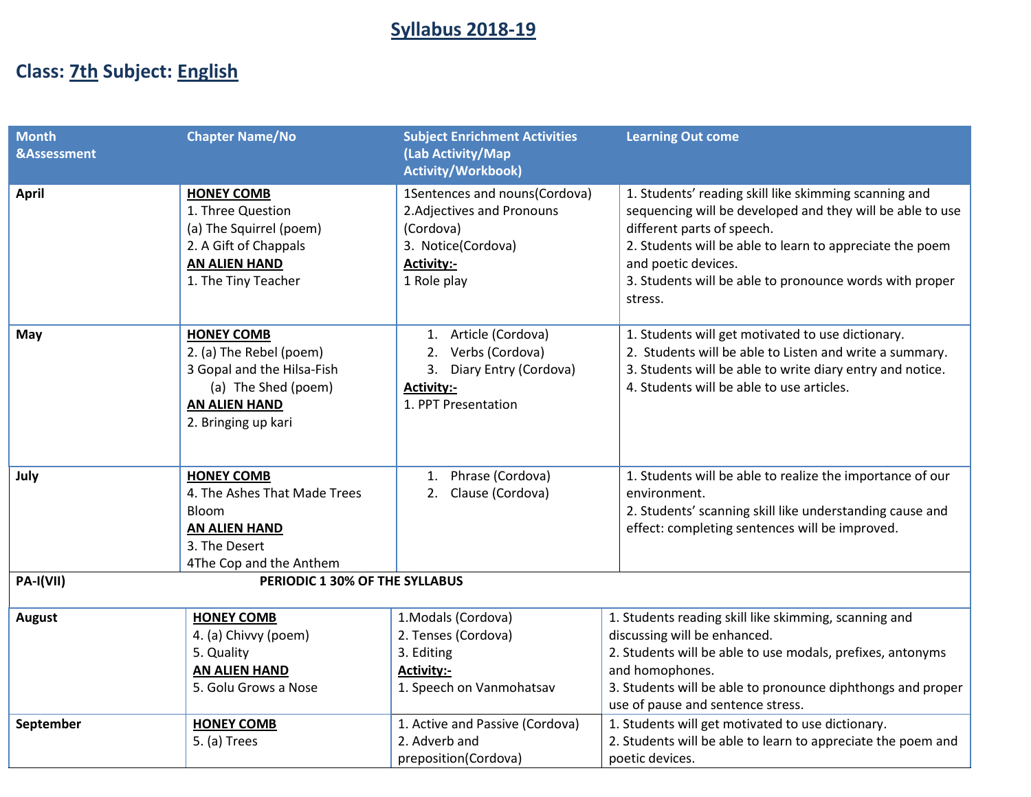# Syllabus 2018-19

## Class: 7th Subject: English

| Month &Assessment | Chapter Name/No | Subject Enrichment Activities (Lab Activity/Map Activity/Workbook) | Learning Out come |
|---|---|---|---|
| **April** | **HONEY COMB**<br>1. Three Question<br>(a) The Squirrel (poem)<br>2. A Gift of Chappals<br>**AN ALIEN HAND**<br>1. The Tiny Teacher | 1Sentences and nouns(Cordova)<br>2.Adjectives and Pronouns (Cordova)<br>3. Notice(Cordova)<br>**Activity:-**<br>1 Role play | 1. Students' reading skill like skimming scanning and sequencing will be developed and they will be able to use different parts of speech.<br>2. Students will be able to learn to appreciate the poem and poetic devices.<br>3. Students will be able to pronounce words with proper stress. |
| **May** | **HONEY COMB**<br>2. (a) The Rebel (poem)<br>3 Gopal and the Hilsa-Fish<br>(a) The Shed (poem)<br>**AN ALIEN HAND**<br>2. Bringing up kari | 1. Article (Cordova)<br>2. Verbs (Cordova)<br>3. Diary Entry (Cordova)<br>**Activity:-**<br>1. PPT Presentation | 1. Students will get motivated to use dictionary.<br>2. Students will be able to Listen and write a summary.<br>3. Students will be able to write diary entry and notice.<br>4. Students will be able to use articles. |
| **July** | **HONEY COMB**<br>4. The Ashes That Made Trees Bloom<br>**AN ALIEN HAND**<br>3. The Desert<br>4The Cop and the Anthem | 1. Phrase (Cordova)<br>2. Clause (Cordova) | 1. Students will be able to realize the importance of our environment.<br>2. Students' scanning skill like understanding cause and effect: completing sentences will be improved. |
| **PA-I(VII)** | **PERIODIC 1 30% OF THE SYLLABUS** | | |
| **August** | **HONEY COMB**<br>4. (a) Chivvy (poem)<br>5. Quality<br>**AN ALIEN HAND**<br>5. Golu Grows a Nose | 1.Modals (Cordova)<br>2. Tenses (Cordova)<br>3. Editing<br>**Activity:-**<br>1. Speech on Vanmohatsav | 1. Students reading skill like skimming, scanning and discussing will be enhanced.<br>2. Students will be able to use modals, prefixes, antonyms and homophones.<br>3. Students will be able to pronounce diphthongs and proper use of pause and sentence stress. |
| **September** | **HONEY COMB**<br>5. (a) Trees | 1. Active and Passive (Cordova)<br>2. Adverb and preposition(Cordova) | 1. Students will get motivated to use dictionary.<br>2. Students will be able to learn to appreciate the poem and poetic devices. |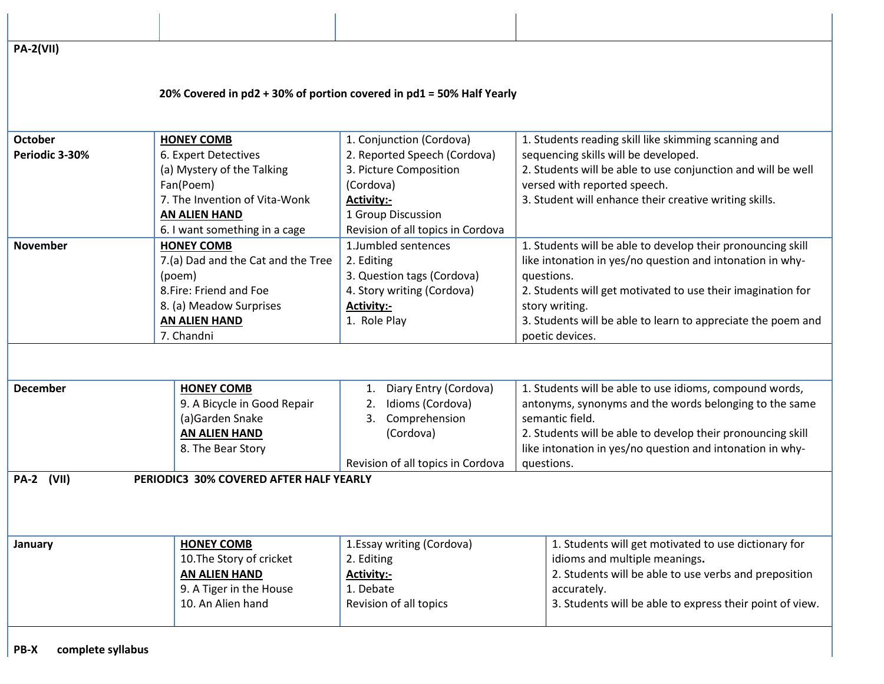| | | | |
|---|---|---|---|
| **PA-2(VII)** **20% Covered in pd2 + 30% of portion covered in pd1 = 50% Half Yearly** | | | |
| **October** **Periodic 3-30%** | **HONEY COMB** 6. Expert Detectives (a) Mystery of the Talking Fan(Poem) 7. The Invention of Vita-Wonk **AN ALIEN HAND** 6. I want something in a cage | 1. Conjunction (Cordova) 2. Reported Speech (Cordova) 3. Picture Composition (Cordova) **Activity:-** 1 Group Discussion Revision of all topics in Cordova | 1. Students reading skill like skimming scanning and sequencing skills will be developed. 2. Students will be able to use conjunction and will be well versed with reported speech. 3. Student will enhance their creative writing skills. |
| **November** | **HONEY COMB** 7.(a) Dad and the Cat and the Tree (poem) 8.Fire: Friend and Foe 8. (a) Meadow Surprises **AN ALIEN HAND** 7. Chandni | 1.Jumbled sentences 2. Editing 3. Question tags (Cordova) 4. Story writing (Cordova) **Activity:-** 1. Role Play | 1. Students will be able to develop their pronouncing skill like intonation in yes/no question and intonation in why-questions. 2. Students will get motivated to use their imagination for story writing. 3. Students will be able to learn to appreciate the poem and poetic devices. |
| | | | |
| **December** | **HONEY COMB** 9. A Bicycle in Good Repair (a)Garden Snake **AN ALIEN HAND** 8. The Bear Story | 1. Diary Entry (Cordova) 2. Idioms (Cordova) 3. Comprehension (Cordova) Revision of all topics in Cordova | 1. Students will be able to use idioms, compound words, antonyms, synonyms and the words belonging to the same semantic field. 2. Students will be able to develop their pronouncing skill like intonation in yes/no question and intonation in why-questions. |
| **PA-2 (VII)** **PERIODIC3 30% COVERED AFTER HALF YEARLY** | | | |
| **January** | **HONEY COMB** 10.The Story of cricket **AN ALIEN HAND** 9. A Tiger in the House 10. An Alien hand | 1.Essay writing (Cordova) 2. Editing **Activity:-** 1. Debate Revision of all topics | 1. Students will get motivated to use dictionary for idioms and multiple meanings**.** 2. Students will be able to use verbs and preposition accurately. 3. Students will be able to express their point of view. |
| **PB-X complete syllabus** | | | |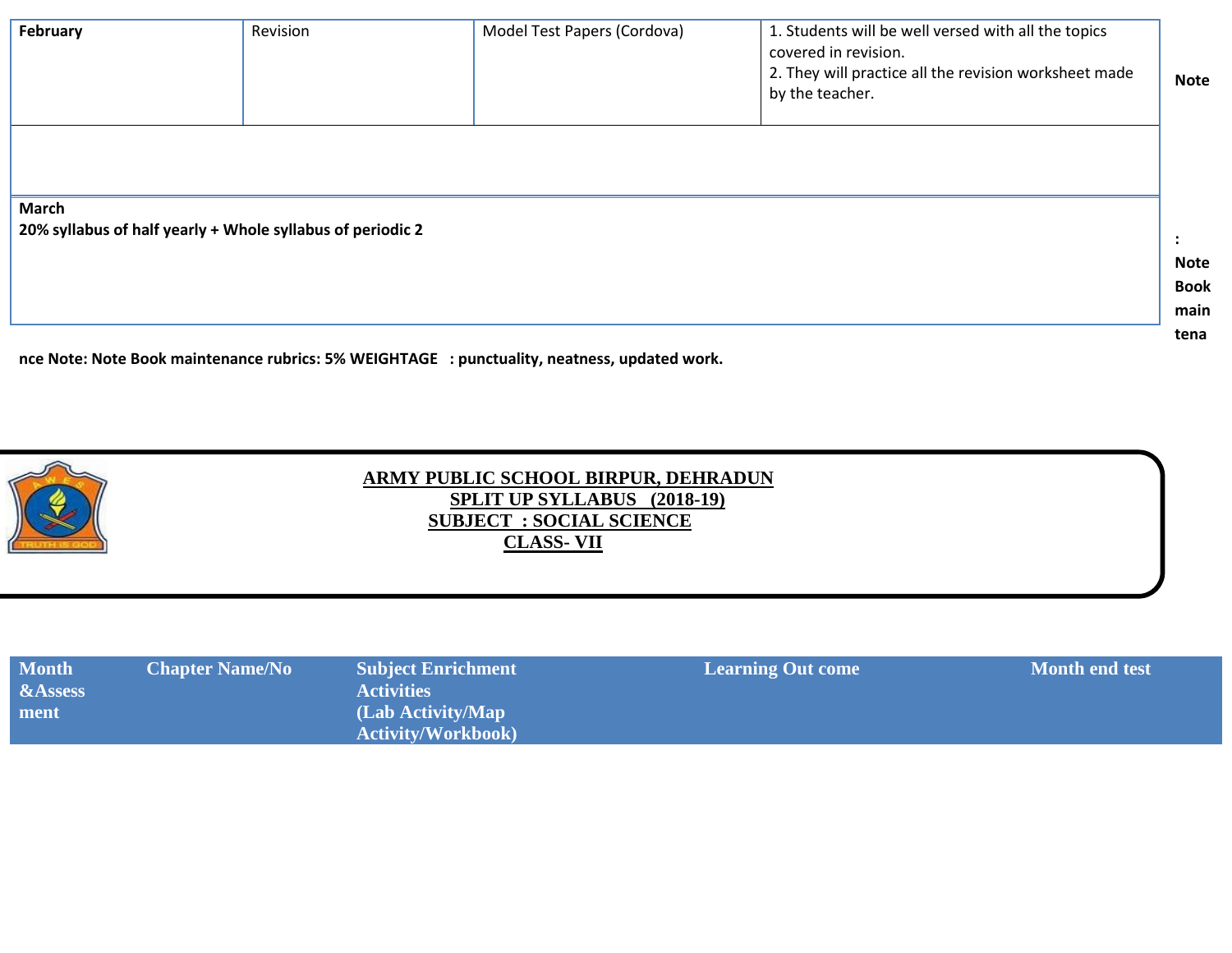| February | Revision | Model Test Papers (Cordova) | 1. Students will be well versed with all the topics covered in revision.<br>2. They will practice all the revision worksheet made by the teacher. |
|---|---|---|---|
| | | | |
| **March**<br>**20% syllabus of half yearly + Whole syllabus of periodic 2** | | | |

**Note : Note Book maintenance Note: Note Book maintenance rubrics: 5% WEIGHTAGE : punctuality, neatness, updated work.**

# ARMY PUBLIC SCHOOL BIRPUR, DEHRADUN

## SPLIT UP SYLLABUS (2018-19)

## SUBJECT : SOCIAL SCIENCE

## CLASS- VII

| Month &Assessment | Chapter Name/No | Subject Enrichment Activities (Lab Activity/Map Activity/Workbook) | Learning Out come | Month end test |
|---|---|---|---|---|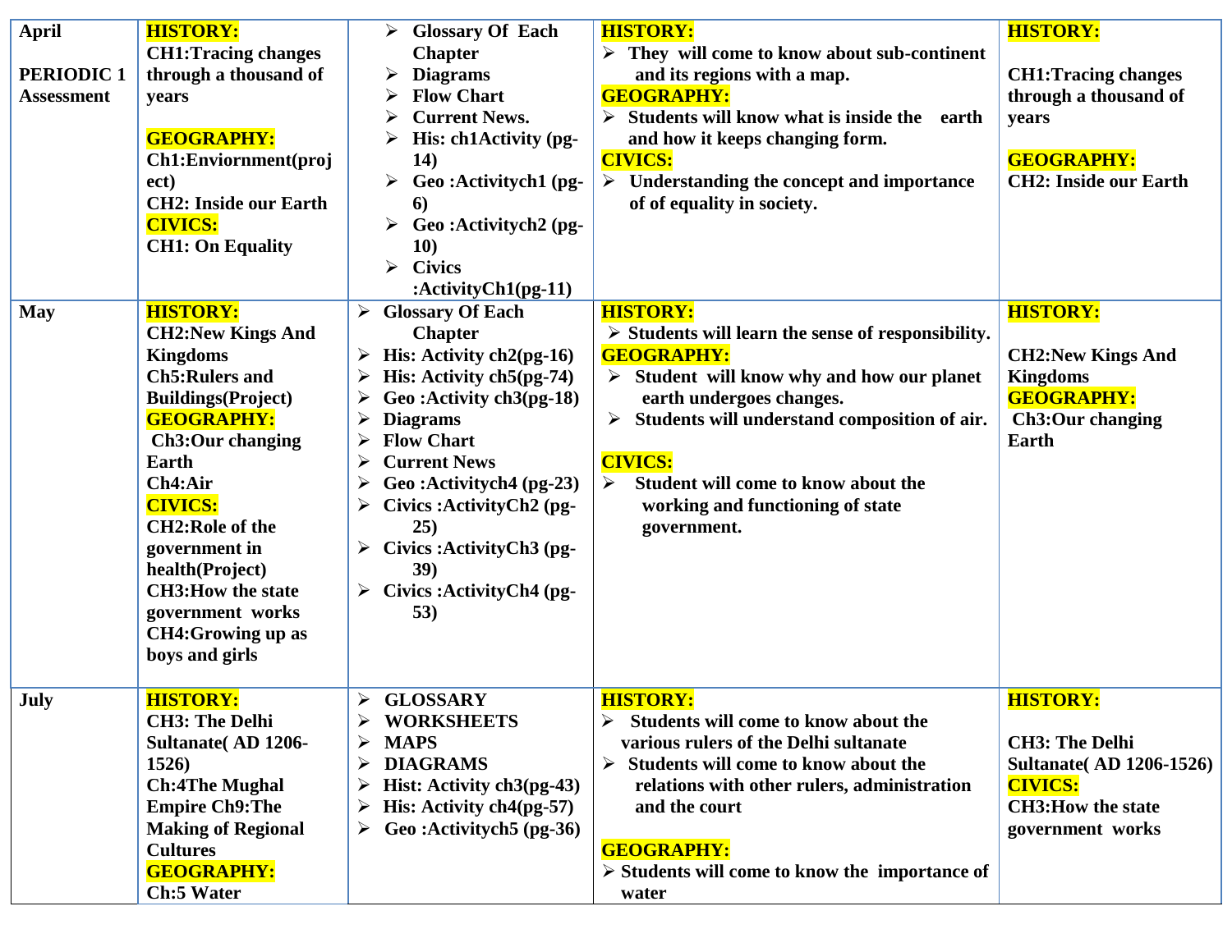| April<br><br>PERIODIC 1 Assessment | **HISTORY:**<br>CH1:Tracing changes through a thousand of years<br><br>**GEOGRAPHY:**<br>Ch1:Enviornment(project)<br>CH2: Inside our Earth<br>**CIVICS:**<br>CH1: On Equality | ➢ Glossary Of Each Chapter<br>➢ Diagrams<br>➢ Flow Chart<br>➢ Current News.<br>➢ His: ch1Activity (pg-14)<br>➢ Geo :Activitych1 (pg-6)<br>➢ Geo :Activitych2 (pg-10)<br>➢ Civics :ActivityCh1(pg-11) | **HISTORY:**<br>➢ They will come to know about sub-continent and its regions with a map.<br>**GEOGRAPHY:**<br>➢ Students will know what is inside the earth and how it keeps changing form.<br>**CIVICS:**<br>➢ Understanding the concept and importance of of equality in society. | **HISTORY:**<br><br>CH1:Tracing changes through a thousand of years<br><br>**GEOGRAPHY:**<br>CH2: Inside our Earth |
|---|---|---|---|---|
| May | **HISTORY:**<br>CH2:New Kings And Kingdoms<br>Ch5:Rulers and Buildings(Project)<br>**GEOGRAPHY:**<br>Ch3:Our changing Earth<br>Ch4:Air<br>**CIVICS:**<br>CH2:Role of the government in health(Project)<br>CH3:How the state government works<br>CH4:Growing up as boys and girls | ➢ Glossary Of Each Chapter<br>➢ His: Activity ch2(pg-16)<br>➢ His: Activity ch5(pg-74)<br>➢ Geo :Activity ch3(pg-18)<br>➢ Diagrams<br>➢ Flow Chart<br>➢ Current News<br>➢ Geo :Activitych4 (pg-23)<br>➢ Civics :ActivityCh2 (pg-25)<br>➢ Civics :ActivityCh3 (pg-39)<br>➢ Civics :ActivityCh4 (pg-53) | **HISTORY:**<br>➢ Students will learn the sense of responsibility.<br>**GEOGRAPHY:**<br>➢ Student will know why and how our planet earth undergoes changes.<br>➢ Students will understand composition of air.<br><br>**CIVICS:**<br>➢ Student will come to know about the working and functioning of state government. | **HISTORY:**<br><br>CH2:New Kings And Kingdoms<br>**GEOGRAPHY:**<br>Ch3:Our changing Earth |
| July | **HISTORY:**<br>CH3: The Delhi Sultanate( AD 1206-1526)<br>Ch:4The Mughal Empire Ch9:The Making of Regional Cultures<br>**GEOGRAPHY:**<br>Ch:5 Water | ➢ GLOSSARY<br>➢ WORKSHEETS<br>➢ MAPS<br>➢ DIAGRAMS<br>➢ Hist: Activity ch3(pg-43)<br>➢ His: Activity ch4(pg-57)<br>➢ Geo :Activitych5 (pg-36) | **HISTORY:**<br>➢ Students will come to know about the various rulers of the Delhi sultanate<br>➢ Students will come to know about the relations with other rulers, administration and the court<br><br>**GEOGRAPHY:**<br>➢ Students will come to know the importance of water | **HISTORY:**<br><br>CH3: The Delhi Sultanate( AD 1206-1526)<br>**CIVICS:**<br>CH3:How the state government works |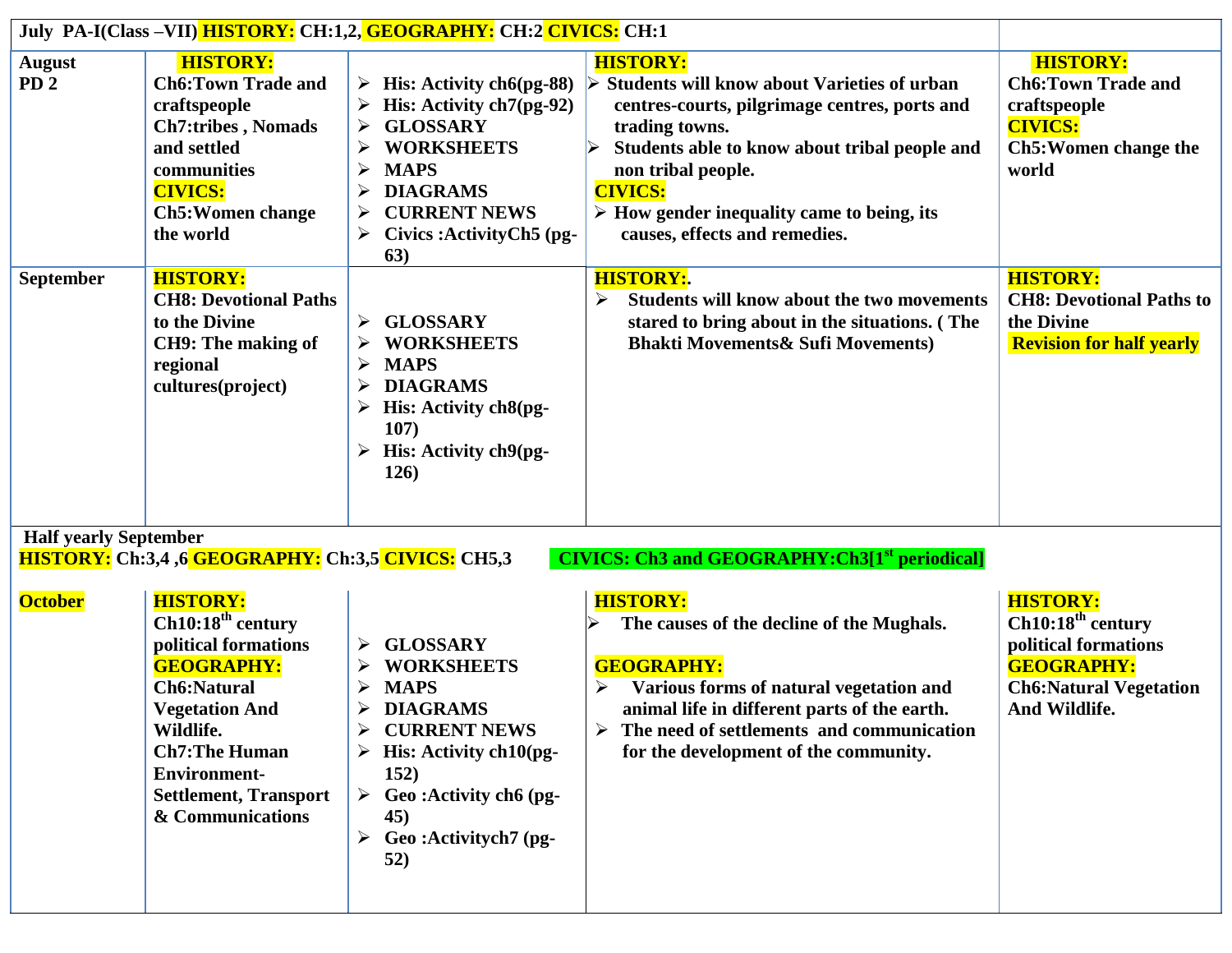| July PA-I(Class –VII) HISTORY: CH:1,2, GEOGRAPHY: CH:2 CIVICS: CH:1 | | | | |
|---|---|---|---|---|
| **August PD 2** | **HISTORY:** Ch6:Town Trade and craftspeople Ch7:tribes , Nomads and settled communities **CIVICS:** Ch5:Women change the world | ➢ His: Activity ch6(pg-88) ➢ His: Activity ch7(pg-92) ➢ GLOSSARY ➢ WORKSHEETS ➢ MAPS ➢ DIAGRAMS ➢ CURRENT NEWS ➢ Civics :ActivityCh5 (pg-63) | **HISTORY:** ➢ Students will know about Varieties of urban centres-courts, pilgrimage centres, ports and trading towns. ➢ Students able to know about tribal people and non tribal people. **CIVICS:** ➢ How gender inequality came to being, its causes, effects and remedies. | **HISTORY:** Ch6:Town Trade and craftspeople **CIVICS:** Ch5:Women change the world |
| **September** | **HISTORY:** CH8: Devotional Paths to the Divine CH9: The making of regional cultures(project) | ➢ GLOSSARY ➢ WORKSHEETS ➢ MAPS ➢ DIAGRAMS ➢ His: Activity ch8(pg-107) ➢ His: Activity ch9(pg-126) | **HISTORY:**. ➢ Students will know about the two movements stared to bring about in the situations. ( The Bhakti Movements& Sufi Movements) | **HISTORY:** CH8: Devotional Paths to the Divine **Revision for half yearly** |
| **Half yearly September** HISTORY: Ch:3,4 ,6 GEOGRAPHY: Ch:3,5 CIVICS: CH5,3 CIVICS: Ch3 and GEOGRAPHY:Ch3[1st periodical] | | | | |
| **October** | **HISTORY:** Ch10:18th century political formations **GEOGRAPHY:** Ch6:Natural Vegetation And Wildlife. Ch7:The Human Environment-Settlement, Transport & Communications | ➢ GLOSSARY ➢ WORKSHEETS ➢ MAPS ➢ DIAGRAMS ➢ CURRENT NEWS ➢ His: Activity ch10(pg-152) ➢ Geo :Activity ch6 (pg-45) ➢ Geo :Activitych7 (pg-52) | **HISTORY:** ➢ The causes of the decline of the Mughals. **GEOGRAPHY:** ➢ Various forms of natural vegetation and animal life in different parts of the earth. ➢ The need of settlements and communication for the development of the community. | **HISTORY:** Ch10:18th century political formations **GEOGRAPHY:** Ch6:Natural Vegetation And Wildlife. |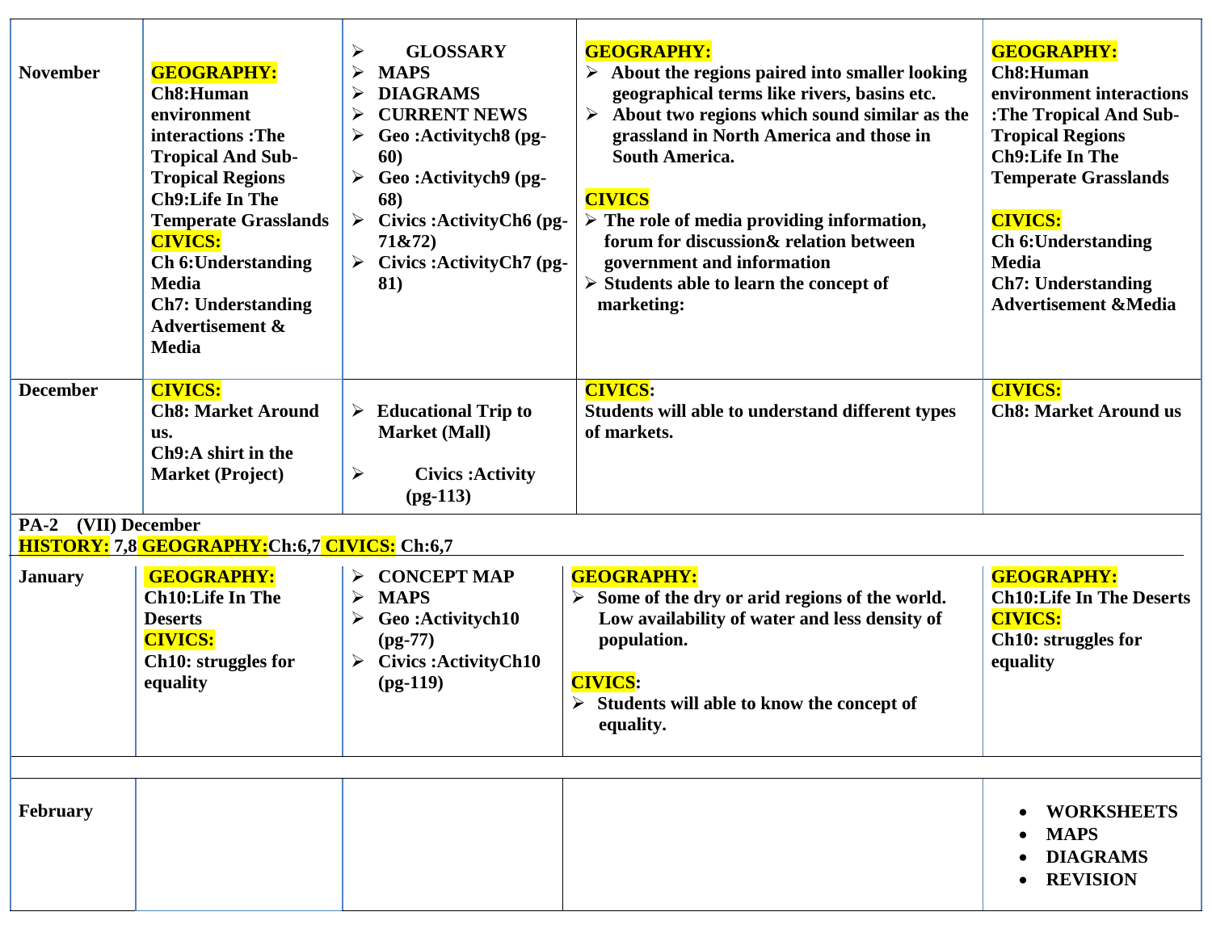| | | | | |
|---|---|---|---|---|
| **November** | **GEOGRAPHY:**<br>**Ch8:Human environment interactions :The Tropical And Sub-Tropical Regions**<br>**Ch9:Life In The Temperate Grasslands**<br>**CIVICS:**<br>**Ch 6:Understanding Media**<br>**Ch7: Understanding Advertisement & Media** | ➢ **GLOSSARY**<br>➢ **MAPS**<br>➢ **DIAGRAMS**<br>➢ **CURRENT NEWS**<br>➢ **Geo :Activitych8 (pg-60)**<br>➢ **Geo :Activitych9 (pg-68)**<br>➢ **Civics :ActivityCh6 (pg-71&72)**<br>➢ **Civics :ActivityCh7 (pg-81)** | **GEOGRAPHY:**<br>➢ **About the regions paired into smaller looking geographical terms like rivers, basins etc.**<br>➢ **About two regions which sound similar as the grassland in North America and those in South America.**<br><br>**CIVICS**<br>➢ **The role of media providing information, forum for discussion& relation between government and information**<br>➢ **Students able to learn the concept of marketing:** | **GEOGRAPHY:**<br>**Ch8:Human environment interactions :The Tropical And Sub-Tropical Regions**<br>**Ch9:Life In The Temperate Grasslands**<br><br>**CIVICS:**<br>**Ch 6:Understanding Media**<br>**Ch7: Understanding Advertisement &Media** |
| **December** | **CIVICS:**<br>**Ch8: Market Around us.**<br>**Ch9:A shirt in the Market (Project)** | ➢ **Educational Trip to Market (Mall)**<br><br>➢ **Civics :Activity (pg-113)** | **CIVICS:**<br>**Students will able to understand different types of markets.** | **CIVICS:**<br>**Ch8: Market Around us** |
| **PA-2 (VII) December**<br>**HISTORY: 7,8 GEOGRAPHY:Ch:6,7 CIVICS: Ch:6,7** | | | | |
| **January** | **GEOGRAPHY:**<br>**Ch10:Life In The Deserts**<br>**CIVICS:**<br>**Ch10: struggles for equality** | ➢ **CONCEPT MAP**<br>➢ **MAPS**<br>➢ **Geo :Activitych10 (pg-77)**<br>➢ **Civics :ActivityCh10 (pg-119)** | **GEOGRAPHY:**<br>➢ **Some of the dry or arid regions of the world. Low availability of water and less density of population.**<br><br>**CIVICS:**<br>➢ **Students will able to know the concept of equality.** | **GEOGRAPHY:**<br>**Ch10:Life In The Deserts**<br>**CIVICS:**<br>**Ch10: struggles for equality** |
| | | | | |
| **February** | | | | • **WORKSHEETS**<br>• **MAPS**<br>• **DIAGRAMS**<br>• **REVISION** |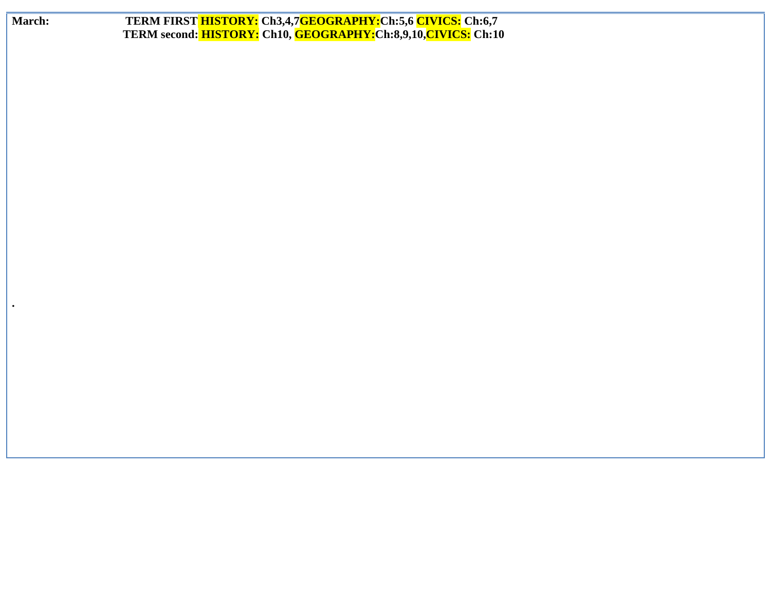**March:** **TERM FIRST HISTORY: Ch3,4,7GEOGRAPHY:Ch:5,6 CIVICS: Ch:6,7**
**TERM second: HISTORY: Ch10, GEOGRAPHY:Ch:8,9,10,CIVICS: Ch:10**

.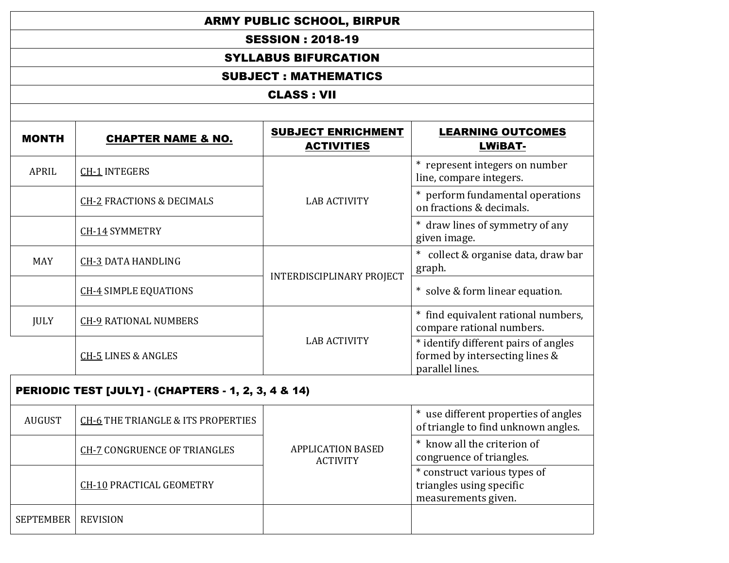# ARMY PUBLIC SCHOOL, BIRPUR

## SESSION : 2018-19

## SYLLABUS BIFURCATION

## SUBJECT : MATHEMATICS

## CLASS : VII

| MONTH | CHAPTER NAME & NO. | SUBJECT ENRICHMENT ACTIVITIES | LEARNING OUTCOMES LWiBAT- |
|---|---|---|---|
| APRIL | CH-1 INTEGERS | LAB ACTIVITY | * represent integers on number line, compare integers. |
| | CH-2 FRACTIONS & DECIMALS | | * perform fundamental operations on fractions & decimals. |
| | CH-14 SYMMETRY | | * draw lines of symmetry of any given image. |
| MAY | CH-3 DATA HANDLING | INTERDISCIPLINARY PROJECT | * collect & organise data, draw bar graph. |
| | CH-4 SIMPLE EQUATIONS | | * solve & form linear equation. |
| JULY | CH-9 RATIONAL NUMBERS | LAB ACTIVITY | * find equivalent rational numbers, compare rational numbers. |
| | CH-5 LINES & ANGLES | | * identify different pairs of angles formed by intersecting lines & parallel lines. |
| **PERIODIC TEST [JULY] - (CHAPTERS - 1, 2, 3, 4 & 14)** | | | |
| AUGUST | CH-6 THE TRIANGLE & ITS PROPERTIES | APPLICATION BASED ACTIVITY | * use different properties of angles of triangle to find unknown angles. |
| | CH-7 CONGRUENCE OF TRIANGLES | | * know all the criterion of congruence of triangles. |
| | CH-10 PRACTICAL GEOMETRY | | * construct various types of triangles using specific measurements given. |
| SEPTEMBER | REVISION | | |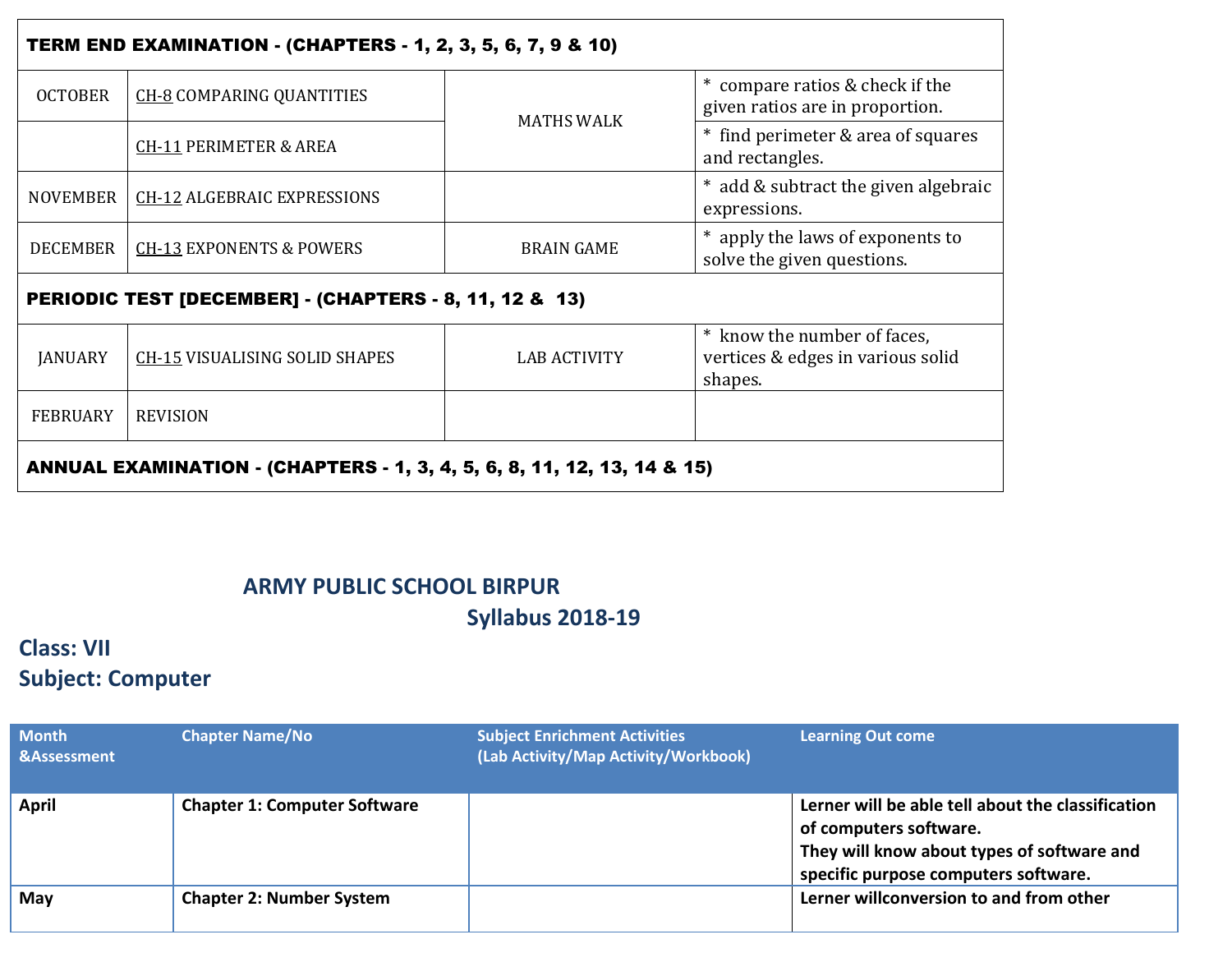| TERM END EXAMINATION - (CHAPTERS - 1, 2, 3, 5, 6, 7, 9 & 10) | | | |
|---|---|---|---|
| OCTOBER | CH-8 COMPARING QUANTITIES | MATHS WALK | * compare ratios & check if the given ratios are in proportion. |
| | CH-11 PERIMETER & AREA | | * find perimeter & area of squares and rectangles. |
| NOVEMBER | CH-12 ALGEBRAIC EXPRESSIONS | | * add & subtract the given algebraic expressions. |
| DECEMBER | CH-13 EXPONENTS & POWERS | BRAIN GAME | * apply the laws of exponents to solve the given questions. |
| **PERIODIC TEST [DECEMBER] - (CHAPTERS - 8, 11, 12 & 13)** | | | |
| JANUARY | CH-15 VISUALISING SOLID SHAPES | LAB ACTIVITY | * know the number of faces, vertices & edges in various solid shapes. |
| FEBRUARY | REVISION | | |
| **ANNUAL EXAMINATION - (CHAPTERS - 1, 3, 4, 5, 6, 8, 11, 12, 13, 14 & 15)** | | | |

## ARMY PUBLIC SCHOOL BIRPUR

## Syllabus 2018-19

**Class: VII**

**Subject: Computer**

| Month &Assessment | Chapter Name/No | Subject Enrichment Activities (Lab Activity/Map Activity/Workbook) | Learning Out come |
|---|---|---|---|
| **April** | **Chapter 1: Computer Software** | | **Lerner will be able tell about the classification of computers software.** **They will know about types of software and specific purpose computers software.** |
| **May** | **Chapter 2: Number System** | | **Lerner willconversion to and from other** |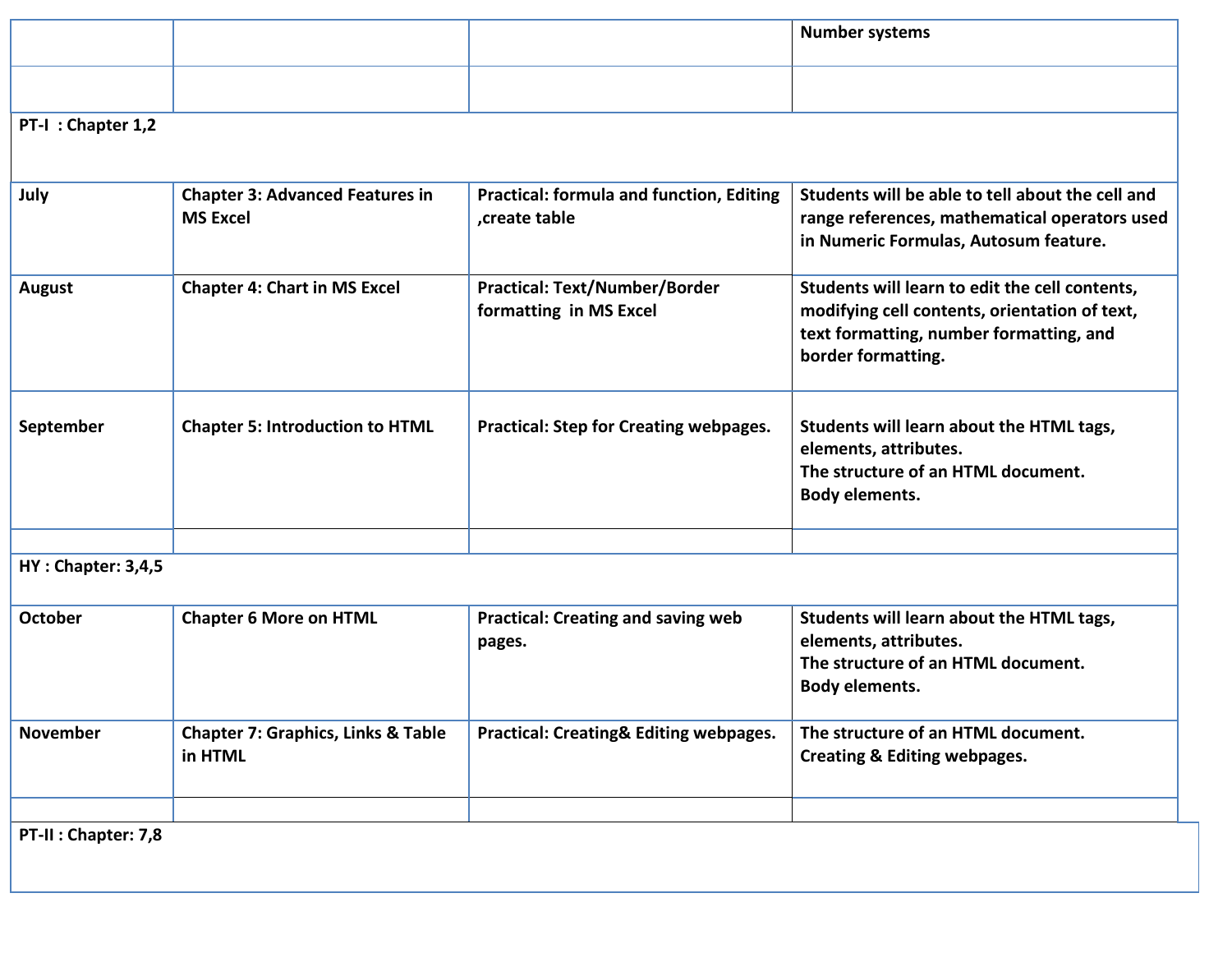| | | | |
|---|---|---|---|
| | | | Number systems |
| | | | |
| **PT-I : Chapter 1,2** | | | |
| July | Chapter 3: Advanced Features in MS Excel | Practical: formula and function, Editing ,create table | Students will be able to tell about the cell and range references, mathematical operators used in Numeric Formulas, Autosum feature. |
| August | Chapter 4: Chart in MS Excel | Practical: Text/Number/Border formatting in MS Excel | Students will learn to edit the cell contents, modifying cell contents, orientation of text, text formatting, number formatting, and border formatting. |
| September | Chapter 5: Introduction to HTML | Practical: Step for Creating webpages. | Students will learn about the HTML tags, elements, attributes.<br>The structure of an HTML document.<br>Body elements. |
| | | | |
| **HY : Chapter: 3,4,5** | | | |
| October | Chapter 6 More on HTML | Practical: Creating and saving web pages. | Students will learn about the HTML tags, elements, attributes.<br>The structure of an HTML document.<br>Body elements. |
| November | Chapter 7: Graphics, Links & Table in HTML | Practical: Creating& Editing webpages. | The structure of an HTML document.<br>Creating & Editing webpages. |
| | | | |
| **PT-II : Chapter: 7,8** | | | |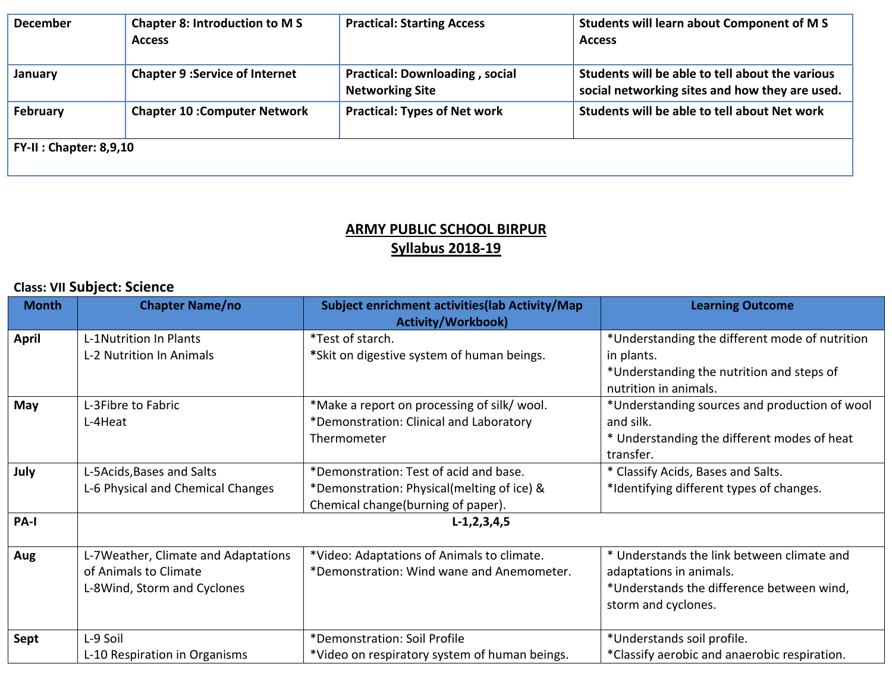| December | Chapter 8: Introduction to M S Access | Practical: Starting Access | Students will learn about Component of M S Access |
|---|---|---|---|
| January | Chapter 9 :Service of Internet | Practical: Downloading , social Networking Site | Students will be able to tell about the various social networking sites and how they are used. |
| February | Chapter 10 :Computer Network | Practical: Types of Net work | Students will be able to tell about Net work |
| FY-II : Chapter: 8,9,10 | | | |

**ARMY PUBLIC SCHOOL BIRPUR**
**Syllabus 2018-19**

**Class: VII Subject: Science**

| Month | Chapter Name/no | Subject enrichment activities(lab Activity/Map Activity/Workbook) | Learning Outcome |
|---|---|---|---|
| April | L-1Nutrition In Plants<br>L-2 Nutrition In Animals | *Test of starch.<br>*Skit on digestive system of human beings. | *Understanding the different mode of nutrition in plants.<br>*Understanding the nutrition and steps of nutrition in animals. |
| May | L-3Fibre to Fabric<br>L-4Heat | *Make a report on processing of silk/ wool.<br>*Demonstration: Clinical and Laboratory Thermometer | *Understanding sources and production of wool and silk.<br>* Understanding the different modes of heat transfer. |
| July | L-5Acids,Bases and Salts<br>L-6 Physical and Chemical Changes | *Demonstration: Test of acid and base.<br>*Demonstration: Physical(melting of ice) & Chemical change(burning of paper). | * Classify Acids, Bases and Salts.<br>*Identifying different types of changes. |
| PA-I | L-1,2,3,4,5 | | |
| Aug | L-7Weather, Climate and Adaptations of Animals to Climate<br>L-8Wind, Storm and Cyclones | *Video: Adaptations of Animals to climate.<br>*Demonstration: Wind wane and Anemometer. | * Understands the link between climate and adaptations in animals.<br>*Understands the difference between wind, storm and cyclones. |
| Sept | L-9 Soil<br>L-10 Respiration in Organisms | *Demonstration: Soil Profile<br>*Video on respiratory system of human beings. | *Understands soil profile.<br>*Classify aerobic and anaerobic respiration. |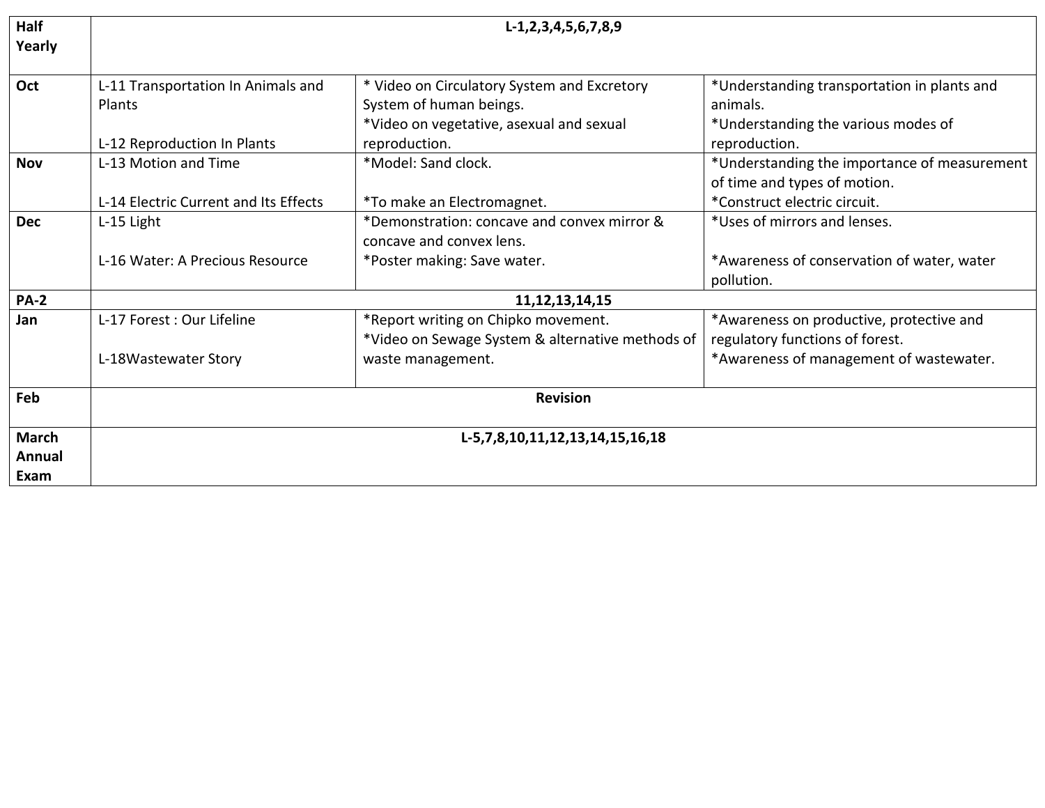| | | | |
|---|---|---|---|
| Half Yearly | L-1,2,3,4,5,6,7,8,9 | | |
| Oct | L-11 Transportation In Animals and Plants<br><br>L-12 Reproduction In Plants | * Video on Circulatory System and Excretory System of human beings.<br>*Video on vegetative, asexual and sexual reproduction. | *Understanding transportation in plants and animals.<br>*Understanding the various modes of reproduction. |
| Nov | L-13 Motion and Time<br><br>L-14 Electric Current and Its Effects | *Model: Sand clock.<br><br>*To make an Electromagnet. | *Understanding the importance of measurement of time and types of motion.<br>*Construct electric circuit. |
| Dec | L-15 Light<br><br>L-16 Water: A Precious Resource | *Demonstration: concave and convex mirror & concave and convex lens.<br>*Poster making: Save water. | *Uses of mirrors and lenses.<br><br>*Awareness of conservation of water, water pollution. |
| PA-2 | 11,12,13,14,15 | | |
| Jan | L-17 Forest : Our Lifeline<br><br>L-18Wastewater Story | *Report writing on Chipko movement.<br>*Video on Sewage System & alternative methods of waste management. | *Awareness on productive, protective and regulatory functions of forest.<br>*Awareness of management of wastewater. |
| Feb | Revision | | |
| March Annual Exam | L-5,7,8,10,11,12,13,14,15,16,18 | | |